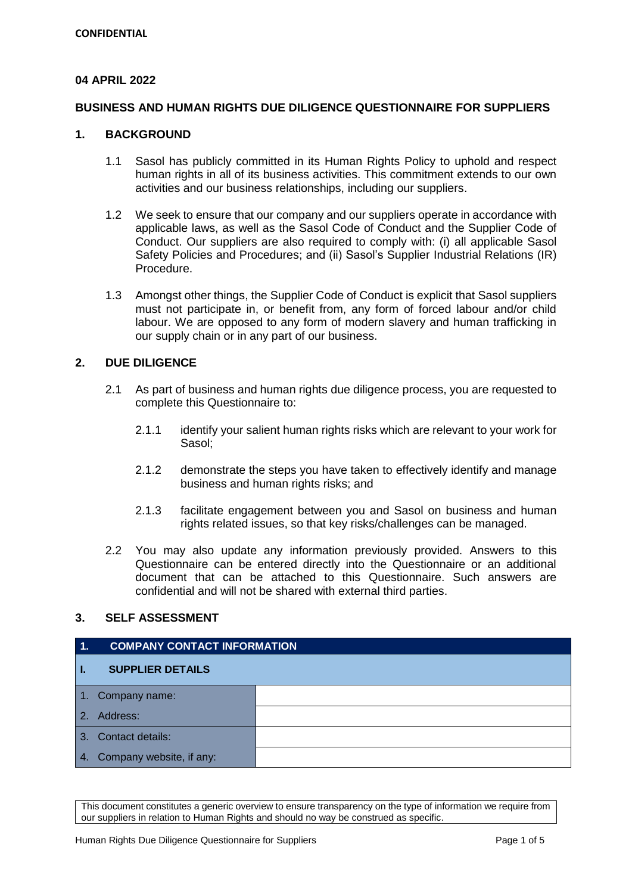**CONFIDENTIAL**

**04 APRIL 2022**

# BUSINESS AND HUMAN RIGHTS DUE DILIGENCE QUESTIONNAIRE FOR SUPPLIERS

## 1. BACKGROUND

1.1 Sasol has publicly committed in its Human Rights Policy to uphold and respect human rights in all of its business activities. This commitment extends to our own activities and our business relationships, including our suppliers.

1.2 We seek to ensure that our company and our suppliers operate in accordance with applicable laws, as well as the Sasol Code of Conduct and the Supplier Code of Conduct. Our suppliers are also required to comply with: (i) all applicable Sasol Safety Policies and Procedures; and (ii) Sasol's Supplier Industrial Relations (IR) Procedure.

1.3 Amongst other things, the Supplier Code of Conduct is explicit that Sasol suppliers must not participate in, or benefit from, any form of forced labour and/or child labour. We are opposed to any form of modern slavery and human trafficking in our supply chain or in any part of our business.

## 2. DUE DILIGENCE

2.1 As part of business and human rights due diligence process, you are requested to complete this Questionnaire to:

2.1.1 identify your salient human rights risks which are relevant to your work for Sasol;

2.1.2 demonstrate the steps you have taken to effectively identify and manage business and human rights risks; and

2.1.3 facilitate engagement between you and Sasol on business and human rights related issues, so that key risks/challenges can be managed.

2.2 You may also update any information previously provided. Answers to this Questionnaire can be entered directly into the Questionnaire or an additional document that can be attached to this Questionnaire. Such answers are confidential and will not be shared with external third parties.

## 3. SELF ASSESSMENT

| 1. COMPANY CONTACT INFORMATION | |
|---|---|
| **I. SUPPLIER DETAILS** | |
| 1. Company name: | |
| 2. Address: | |
| 3. Contact details: | |
| 4. Company website, if any: | |

This document constitutes a generic overview to ensure transparency on the type of information we require from our suppliers in relation to Human Rights and should no way be construed as specific.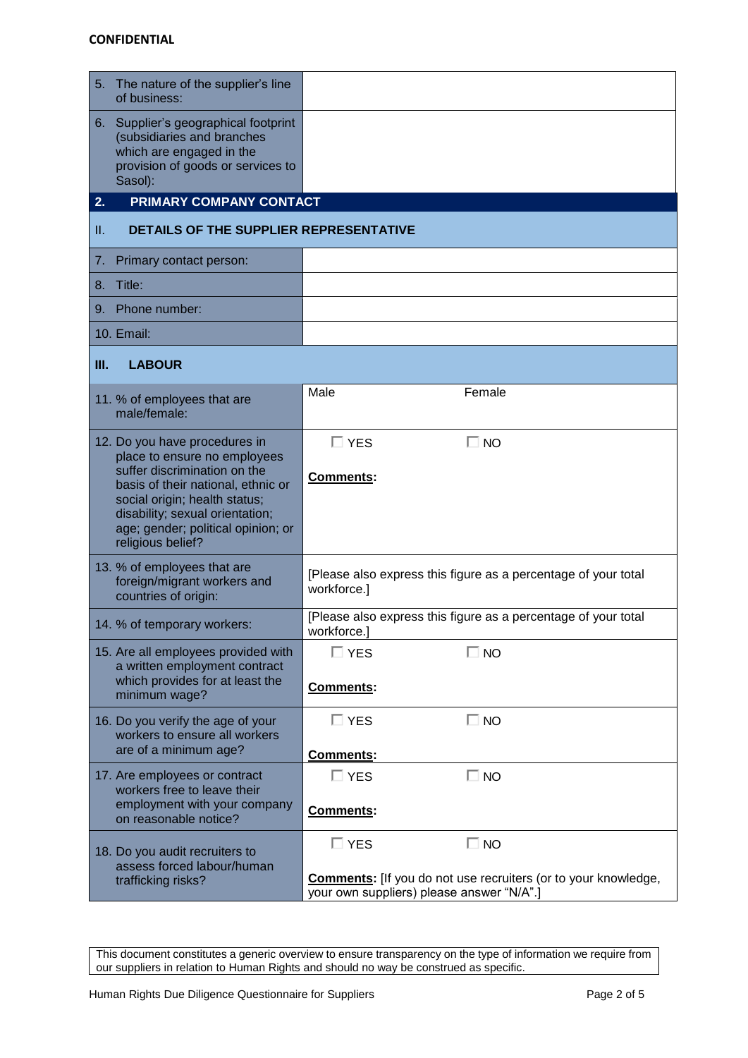| | |
|---|---|
| 5. The nature of the supplier's line of business: | |
| 6. Supplier's geographical footprint (subsidiaries and branches which are engaged in the provision of goods or services to Sasol): | |
| **2. PRIMARY COMPANY CONTACT** | |
| **II. DETAILS OF THE SUPPLIER REPRESENTATIVE** | |
| 7. Primary contact person: | |
| 8. Title: | |
| 9. Phone number: | |
| 10. Email: | |
| **III. LABOUR** | |
| 11. % of employees that are male/female: | Male Female |
| 12. Do you have procedures in place to ensure no employees suffer discrimination on the basis of their national, ethnic or social origin; health status; disability; sexual orientation; age; gender; political opinion; or religious belief? | ☐ YES ☐ NO<br>**Comments:** |
| 13. % of employees that are foreign/migrant workers and countries of origin: | [Please also express this figure as a percentage of your total workforce.] |
| 14. % of temporary workers: | [Please also express this figure as a percentage of your total workforce.] |
| 15. Are all employees provided with a written employment contract which provides for at least the minimum wage? | ☐ YES ☐ NO<br>**Comments:** |
| 16. Do you verify the age of your workers to ensure all workers are of a minimum age? | ☐ YES ☐ NO<br>**Comments:** |
| 17. Are employees or contract workers free to leave their employment with your company on reasonable notice? | ☐ YES ☐ NO<br>**Comments:** |
| 18. Do you audit recruiters to assess forced labour/human trafficking risks? | ☐ YES ☐ NO<br>**Comments:** [If you do not use recruiters (or to your knowledge, your own suppliers) please answer "N/A".] |

This document constitutes a generic overview to ensure transparency on the type of information we require from our suppliers in relation to Human Rights and should no way be construed as specific.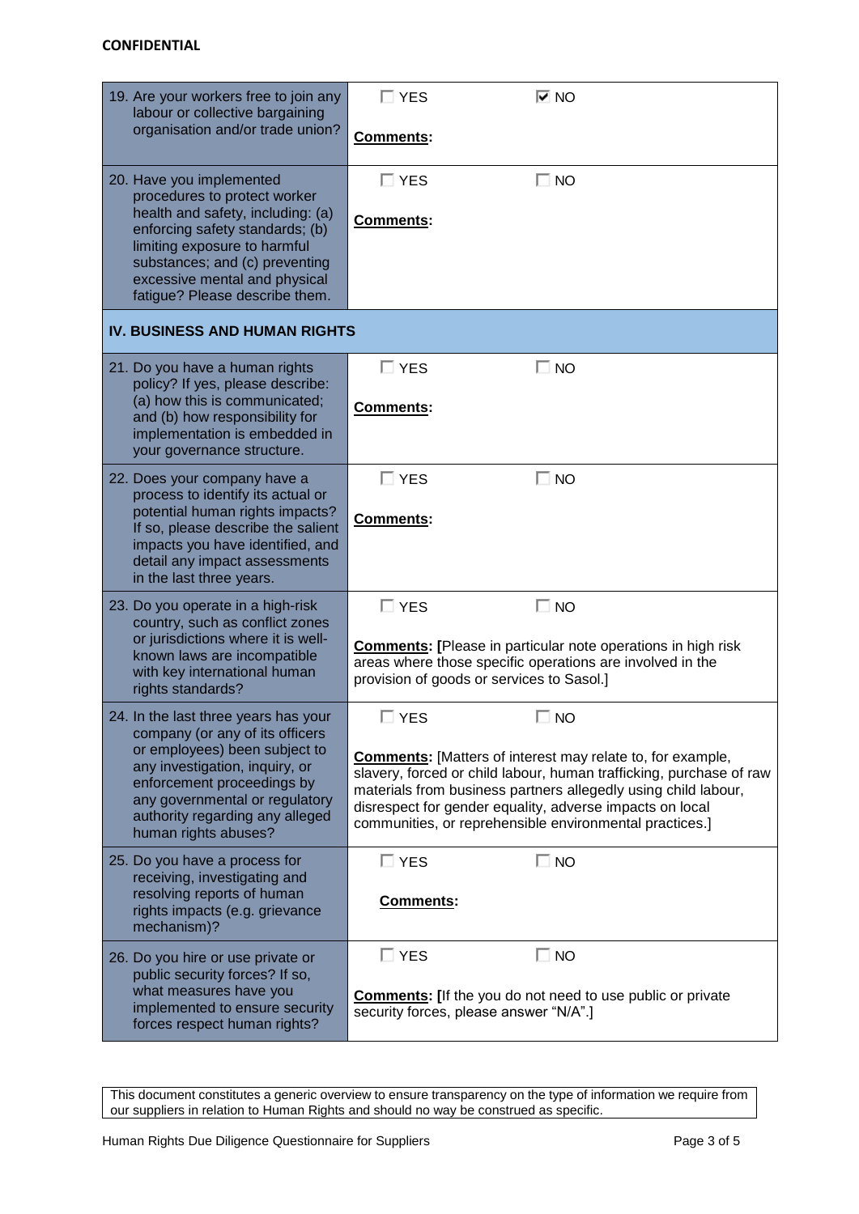| | |
|---|---|
| 19. Are your workers free to join any labour or collective bargaining organisation and/or trade union? | ☐ YES ☑ NO<br><br>**Comments:** |
| 20. Have you implemented procedures to protect worker health and safety, including: (a) enforcing safety standards; (b) limiting exposure to harmful substances; and (c) preventing excessive mental and physical fatigue? Please describe them. | ☐ YES ☐ NO<br><br>**Comments:** |
| **IV. BUSINESS AND HUMAN RIGHTS** | |
| 21. Do you have a human rights policy? If yes, please describe: (a) how this is communicated; and (b) how responsibility for implementation is embedded in your governance structure. | ☐ YES ☐ NO<br><br>**Comments:** |
| 22. Does your company have a process to identify its actual or potential human rights impacts? If so, please describe the salient impacts you have identified, and detail any impact assessments in the last three years. | ☐ YES ☐ NO<br><br>**Comments:** |
| 23. Do you operate in a high-risk country, such as conflict zones or jurisdictions where it is well-known laws are incompatible with key international human rights standards? | ☐ YES ☐ NO<br><br>**Comments:** [Please in particular note operations in high risk areas where those specific operations are involved in the provision of goods or services to Sasol.] |
| 24. In the last three years has your company (or any of its officers or employees) been subject to any investigation, inquiry, or enforcement proceedings by any governmental or regulatory authority regarding any alleged human rights abuses? | ☐ YES ☐ NO<br><br>**Comments:** [Matters of interest may relate to, for example, slavery, forced or child labour, human trafficking, purchase of raw materials from business partners allegedly using child labour, disrespect for gender equality, adverse impacts on local communities, or reprehensible environmental practices.] |
| 25. Do you have a process for receiving, investigating and resolving reports of human rights impacts (e.g. grievance mechanism)? | ☐ YES ☐ NO<br><br>**Comments:** |
| 26. Do you hire or use private or public security forces? If so, what measures have you implemented to ensure security forces respect human rights? | ☐ YES ☐ NO<br><br>**Comments:** [If the you do not need to use public or private security forces, please answer "N/A".] |

This document constitutes a generic overview to ensure transparency on the type of information we require from our suppliers in relation to Human Rights and should no way be construed as specific.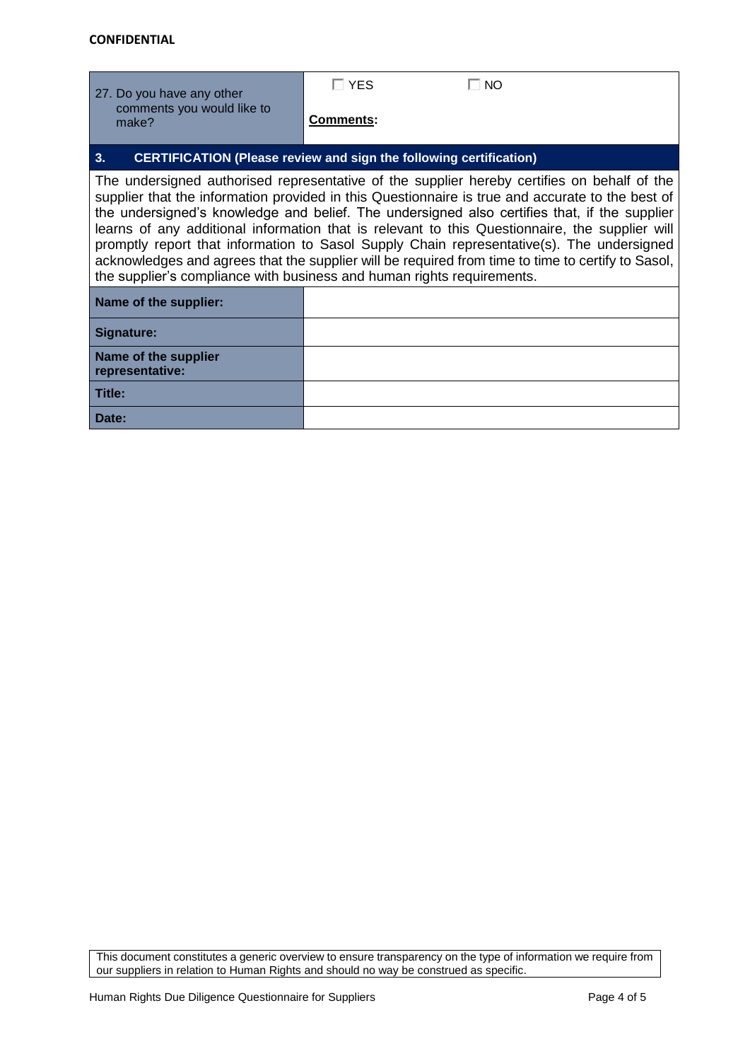**CONFIDENTIAL**

| | |
|---|---|
| 27. Do you have any other comments you would like to make? | ☐ YES ☐ NO<br>**Comments:** |

## 3. CERTIFICATION (Please review and sign the following certification)

The undersigned authorised representative of the supplier hereby certifies on behalf of the supplier that the information provided in this Questionnaire is true and accurate to the best of the undersigned's knowledge and belief. The undersigned also certifies that, if the supplier learns of any additional information that is relevant to this Questionnaire, the supplier will promptly report that information to Sasol Supply Chain representative(s). The undersigned acknowledges and agrees that the supplier will be required from time to time to certify to Sasol, the supplier's compliance with business and human rights requirements.

| | |
|---|---|
| **Name of the supplier:** | |
| **Signature:** | |
| **Name of the supplier representative:** | |
| **Title:** | |
| **Date:** | |

This document constitutes a generic overview to ensure transparency on the type of information we require from our suppliers in relation to Human Rights and should no way be construed as specific.